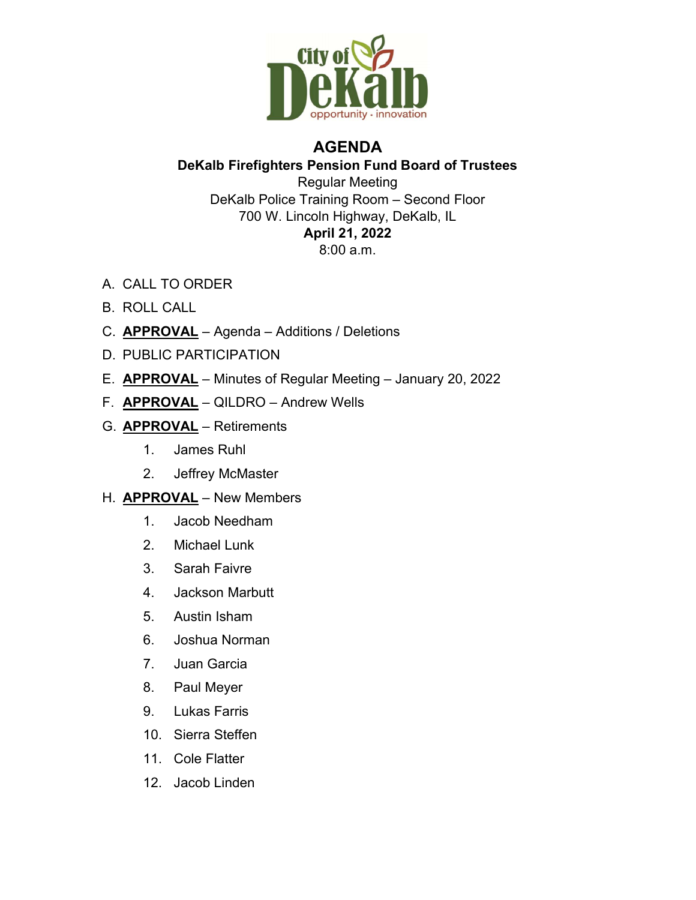# AGENDA

## DeKalb Firefighters Pension Fund Board of Trustees

Regular Meeting
DeKalb Police Training Room – Second Floor
700 W. Lincoln Highway, DeKalb, IL
**April 21, 2022**
8:00 a.m.

A. CALL TO ORDER

B. ROLL CALL

C. **APPROVAL** – Agenda – Additions / Deletions

D. PUBLIC PARTICIPATION

E. **APPROVAL** – Minutes of Regular Meeting – January 20, 2022

F. **APPROVAL** – QILDRO – Andrew Wells

G. **APPROVAL** – Retirements

1. James Ruhl
2. Jeffrey McMaster

H. **APPROVAL** – New Members

1. Jacob Needham
2. Michael Lunk
3. Sarah Faivre
4. Jackson Marbutt
5. Austin Isham
6. Joshua Norman
7. Juan Garcia
8. Paul Meyer
9. Lukas Farris
10. Sierra Steffen
11. Cole Flatter
12. Jacob Linden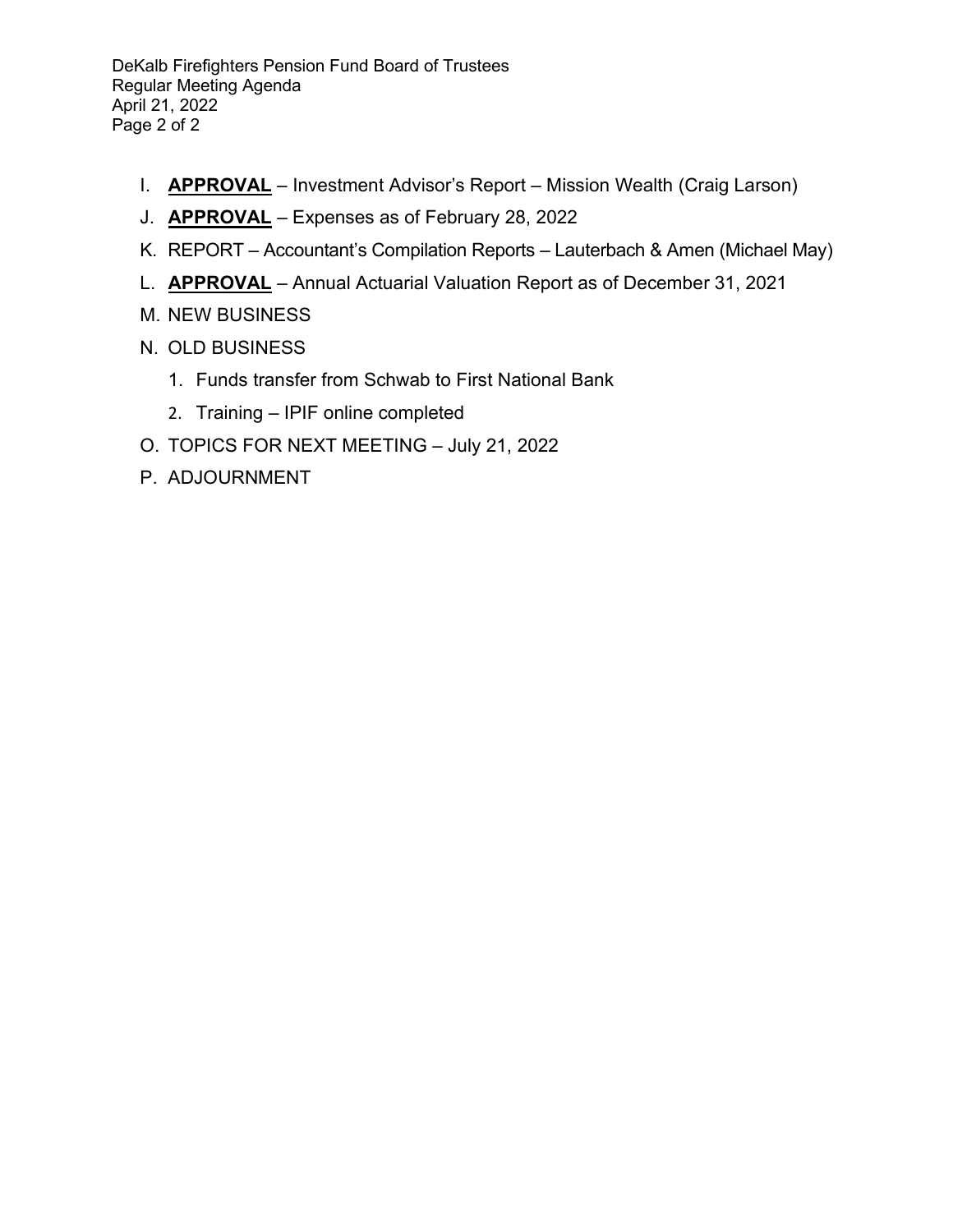I. **APPROVAL** – Investment Advisor's Report – Mission Wealth (Craig Larson)

J. **APPROVAL** – Expenses as of February 28, 2022

K. REPORT – Accountant's Compilation Reports – Lauterbach & Amen (Michael May)

L. **APPROVAL** – Annual Actuarial Valuation Report as of December 31, 2021

M. NEW BUSINESS

N. OLD BUSINESS

   1. Funds transfer from Schwab to First National Bank
   2. Training – IPIF online completed

O. TOPICS FOR NEXT MEETING – July 21, 2022

P. ADJOURNMENT